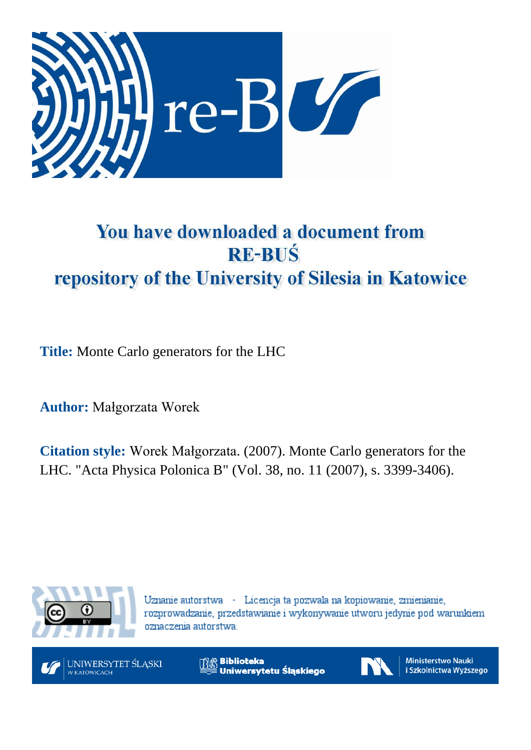# You have downloaded a document from RE-BUŚ repository of the University of Silesia in Katowice

**Title:** Monte Carlo generators for the LHC

**Author:** Małgorzata Worek

**Citation style:** Worek Małgorzata. (2007). Monte Carlo generators for the LHC. "Acta Physica Polonica B" (Vol. 38, no. 11 (2007), s. 3399-3406).

Uznanie autorstwa - Licencja ta pozwala na kopiowanie, zmienianie, rozprowadzanie, przedstawianie i wykonywanie utworu jedynie pod warunkiem oznaczenia autorstwa.

UNIWERSYTET ŚLĄSKI W KATOWICACH

Biblioteka Uniwersytetu Śląskiego

Ministerstwo Nauki i Szkolnictwa Wyższego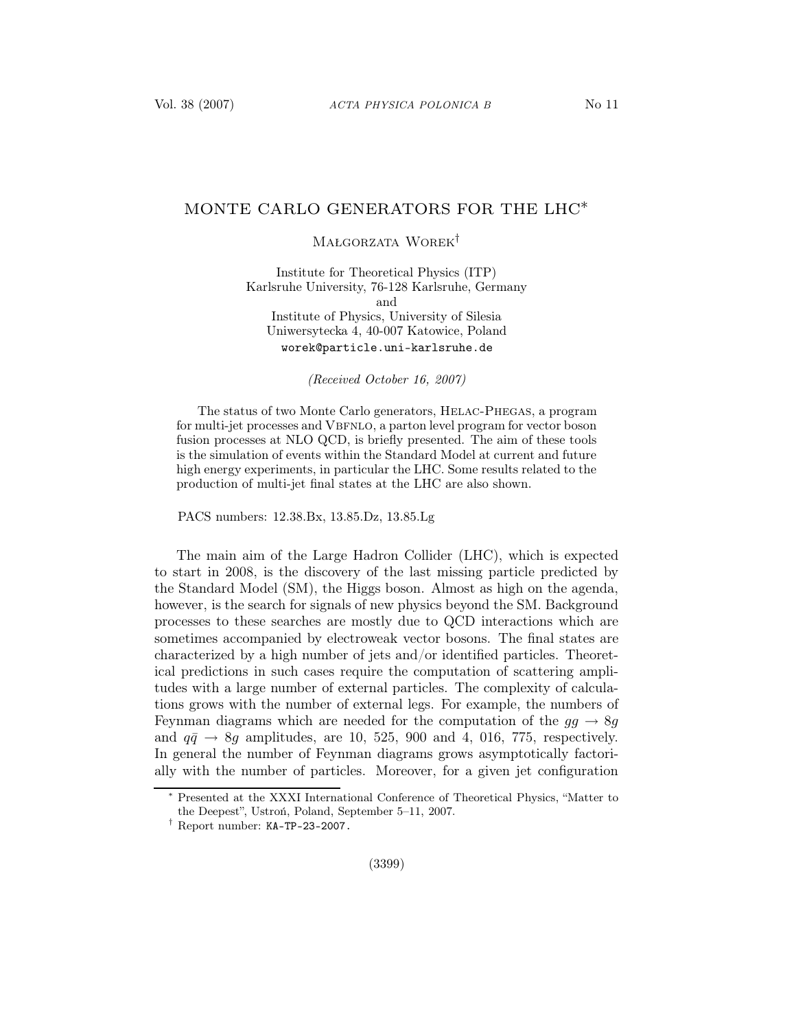# MONTE CARLO GENERATORS FOR THE LHC*

Małgorzata Worek†

Institute for Theoretical Physics (ITP)
Karlsruhe University, 76-128 Karlsruhe, Germany
and
Institute of Physics, University of Silesia
Uniwersytecka 4, 40-007 Katowice, Poland
worek@particle.uni-karlsruhe.de

*(Received October 16, 2007)*

The status of two Monte Carlo generators, Helac-Phegas, a program for multi-jet processes and Vbfnlo, a parton level program for vector boson fusion processes at NLO QCD, is briefly presented. The aim of these tools is the simulation of events within the Standard Model at current and future high energy experiments, in particular the LHC. Some results related to the production of multi-jet final states at the LHC are also shown.

PACS numbers: 12.38.Bx, 13.85.Dz, 13.85.Lg

The main aim of the Large Hadron Collider (LHC), which is expected to start in 2008, is the discovery of the last missing particle predicted by the Standard Model (SM), the Higgs boson. Almost as high on the agenda, however, is the search for signals of new physics beyond the SM. Background processes to these searches are mostly due to QCD interactions which are sometimes accompanied by electroweak vector bosons. The final states are characterized by a high number of jets and/or identified particles. Theoretical predictions in such cases require the computation of scattering amplitudes with a large number of external particles. The complexity of calculations grows with the number of external legs. For example, the numbers of Feynman diagrams which are needed for the computation of the $gg \rightarrow 8g$ and $q\bar{q} \rightarrow 8g$ amplitudes, are 10, 525, 900 and 4, 016, 775, respectively. In general the number of Feynman diagrams grows asymptotically factorially with the number of particles. Moreover, for a given jet configuration

---

* Presented at the XXXI International Conference of Theoretical Physics, "Matter to the Deepest", Ustroń, Poland, September 5–11, 2007.

† Report number: KA-TP-23-2007.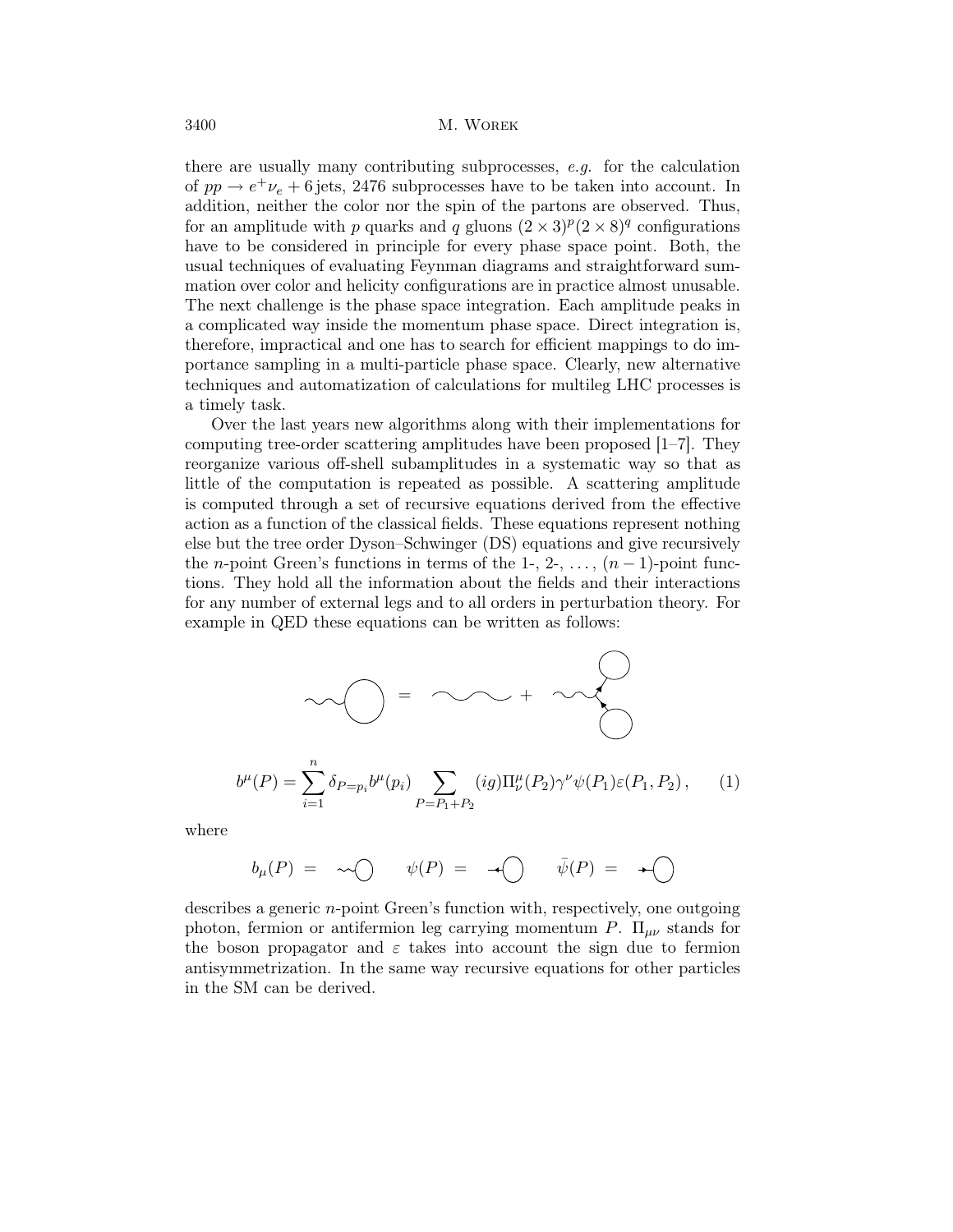there are usually many contributing subprocesses, *e.g.* for the calculation of $pp \to e^+\nu_e + 6\,\text{jets}$, 2476 subprocesses have to be taken into account. In addition, neither the color nor the spin of the partons are observed. Thus, for an amplitude with $p$ quarks and $q$ gluons $(2\times 3)^p(2\times 8)^q$ configurations have to be considered in principle for every phase space point. Both, the usual techniques of evaluating Feynman diagrams and straightforward summation over color and helicity configurations are in practice almost unusable. The next challenge is the phase space integration. Each amplitude peaks in a complicated way inside the momentum phase space. Direct integration is, therefore, impractical and one has to search for efficient mappings to do importance sampling in a multi-particle phase space. Clearly, new alternative techniques and automatization of calculations for multileg LHC processes is a timely task.

Over the last years new algorithms along with their implementations for computing tree-order scattering amplitudes have been proposed [1–7]. They reorganize various off-shell subamplitudes in a systematic way so that as little of the computation is repeated as possible. A scattering amplitude is computed through a set of recursive equations derived from the effective action as a function of the classical fields. These equations represent nothing else but the tree order Dyson–Schwinger (DS) equations and give recursively the $n$-point Green's functions in terms of the 1-, 2-, ..., $(n-1)$-point functions. They hold all the information about the fields and their interactions for any number of external legs and to all orders in perturbation theory. For example in QED these equations can be written as follows:

$$b^\mu(P) = \sum_{i=1}^{n} \delta_{P=p_i} b^\mu(p_i) \sum_{P=P_1+P_2} (ig)\Pi^\mu_\nu(P_2)\gamma^\nu\psi(P_1)\varepsilon(P_1,P_2)\,, \qquad (1)$$

where

$b_\mu(P) =$ $\qquad \psi(P) =$ $\qquad \bar{\psi}(P) =$

describes a generic $n$-point Green's function with, respectively, one outgoing photon, fermion or antifermion leg carrying momentum $P$. $\Pi_{\mu\nu}$ stands for the boson propagator and $\varepsilon$ takes into account the sign due to fermion antisymmetrization. In the same way recursive equations for other particles in the SM can be derived.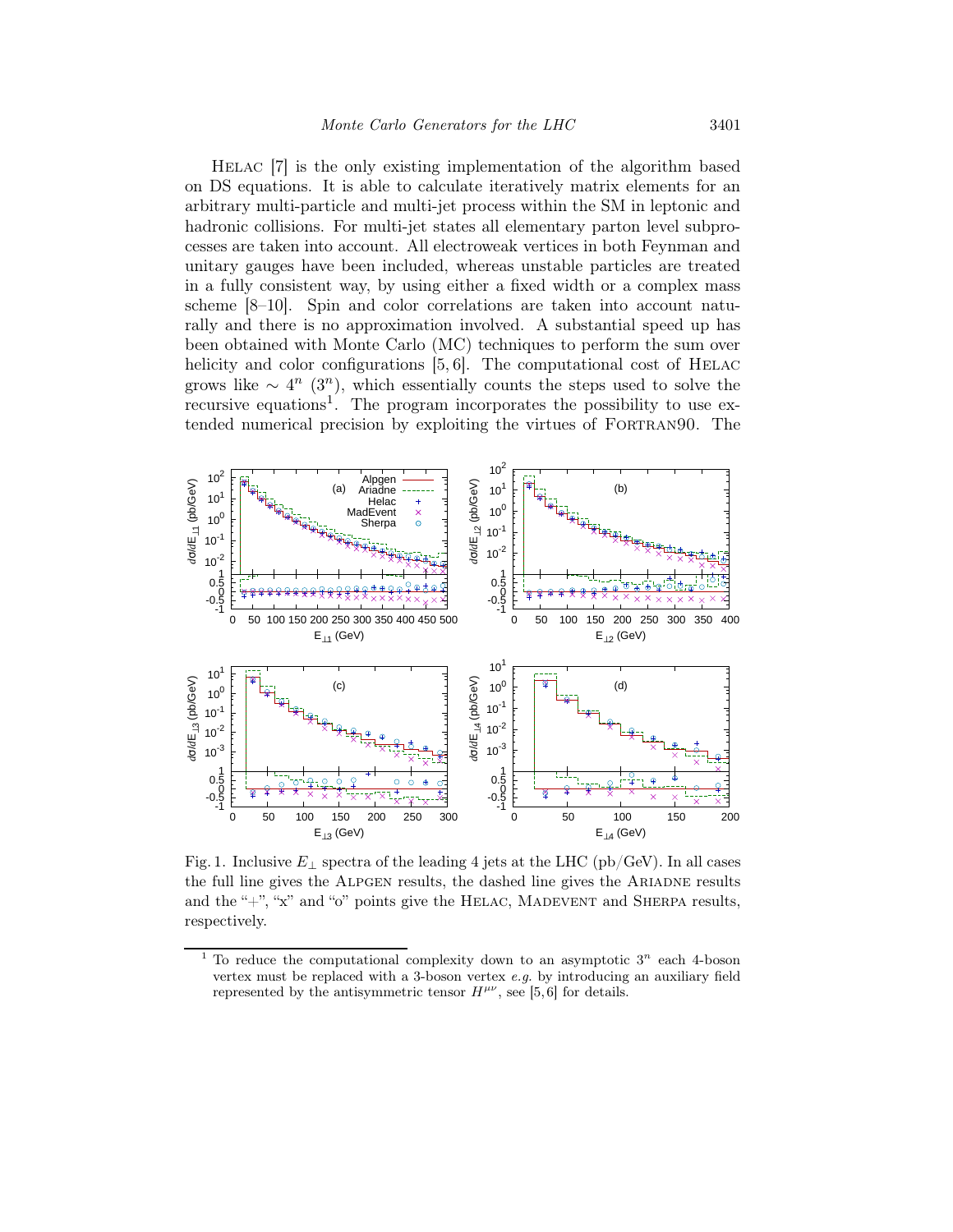HELAC [7] is the only existing implementation of the algorithm based on DS equations. It is able to calculate iteratively matrix elements for an arbitrary multi-particle and multi-jet process within the SM in leptonic and hadronic collisions. For multi-jet states all elementary parton level subprocesses are taken into account. All electroweak vertices in both Feynman and unitary gauges have been included, whereas unstable particles are treated in a fully consistent way, by using either a fixed width or a complex mass scheme [8–10]. Spin and color correlations are taken into account naturally and there is no approximation involved. A substantial speed up has been obtained with Monte Carlo (MC) techniques to perform the sum over helicity and color configurations [5, 6]. The computational cost of HELAC grows like $\sim 4^n$ ($3^n$), which essentially counts the steps used to solve the recursive equations[1]. The program incorporates the possibility to use extended numerical precision by exploiting the virtues of FORTRAN90. The

Fig. 1. Inclusive $E_\perp$ spectra of the leading 4 jets at the LHC (pb/GeV). In all cases the full line gives the ALPGEN results, the dashed line gives the ARIADNE results and the "+", "x" and "o" points give the HELAC, MADEVENT and SHERPA results, respectively.

[1] To reduce the computational complexity down to an asymptotic $3^n$ each 4-boson vertex must be replaced with a 3-boson vertex *e.g.* by introducing an auxiliary field represented by the antisymmetric tensor $H^{\mu\nu}$, see [5, 6] for details.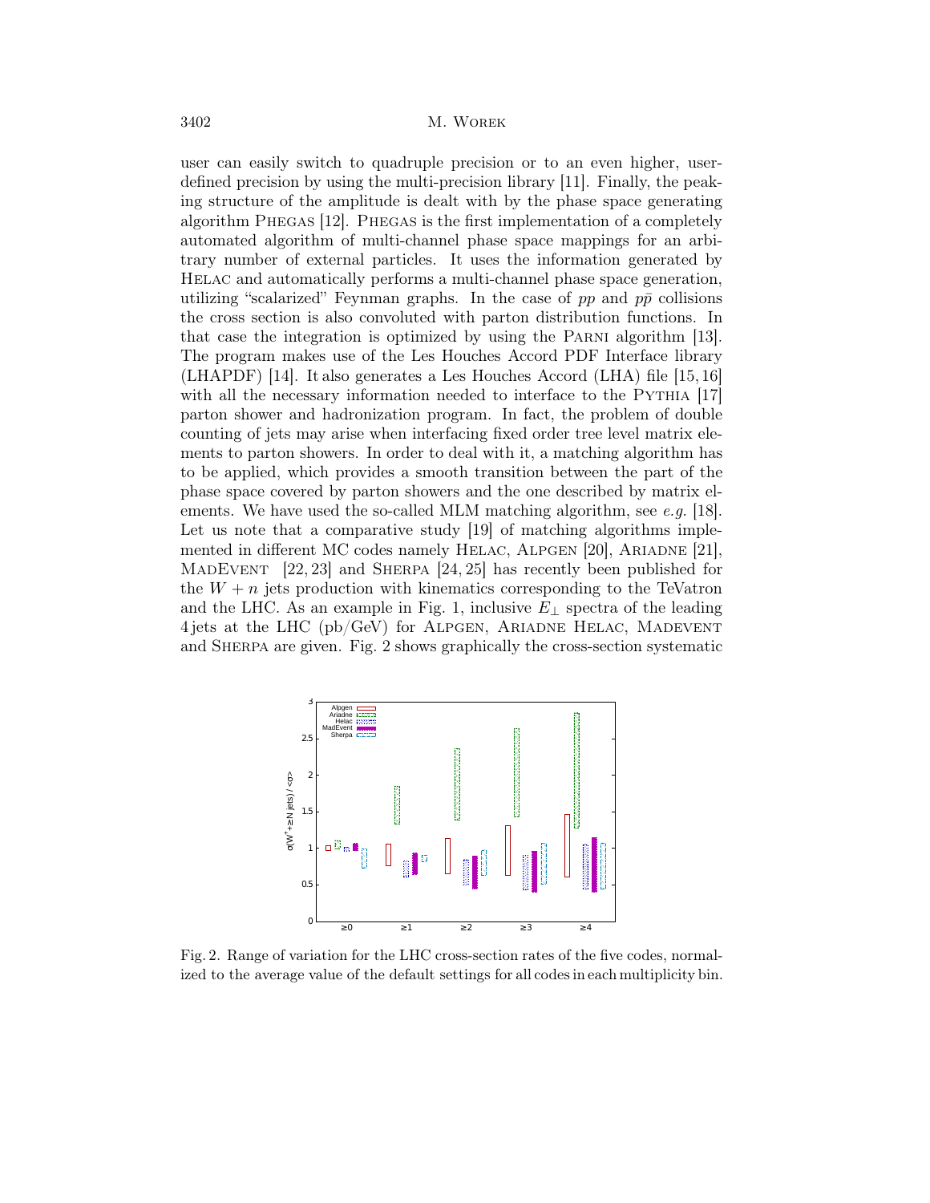user can easily switch to quadruple precision or to an even higher, user-defined precision by using the multi-precision library [11]. Finally, the peaking structure of the amplitude is dealt with by the phase space generating algorithm PHEGAS [12]. PHEGAS is the first implementation of a completely automated algorithm of multi-channel phase space mappings for an arbitrary number of external particles. It uses the information generated by HELAC and automatically performs a multi-channel phase space generation, utilizing "scalarized" Feynman graphs. In the case of $pp$ and $p\bar{p}$ collisions the cross section is also convoluted with parton distribution functions. In that case the integration is optimized by using the PARNI algorithm [13]. The program makes use of the Les Houches Accord PDF Interface library (LHAPDF) [14]. It also generates a Les Houches Accord (LHA) file [15, 16] with all the necessary information needed to interface to the PYTHIA [17] parton shower and hadronization program. In fact, the problem of double counting of jets may arise when interfacing fixed order tree level matrix elements to parton showers. In order to deal with it, a matching algorithm has to be applied, which provides a smooth transition between the part of the phase space covered by parton showers and the one described by matrix elements. We have used the so-called MLM matching algorithm, see *e.g.* [18]. Let us note that a comparative study [19] of matching algorithms implemented in different MC codes namely HELAC, ALPGEN [20], ARIADNE [21], MADEVENT [22, 23] and SHERPA [24, 25] has recently been published for the $W + n$ jets production with kinematics corresponding to the TeVatron and the LHC. As an example in Fig. 1, inclusive $E_\perp$ spectra of the leading 4 jets at the LHC (pb/GeV) for ALPGEN, ARIADNE HELAC, MADEVENT and SHERPA are given. Fig. 2 shows graphically the cross-section systematic

Fig. 2. Range of variation for the LHC cross-section rates of the five codes, normalized to the average value of the default settings for all codes in each multiplicity bin.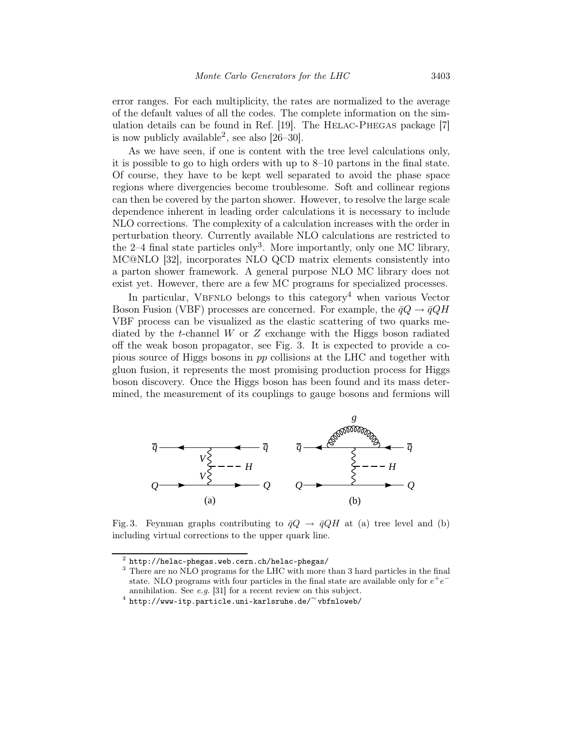error ranges. For each multiplicity, the rates are normalized to the average of the default values of all the codes. The complete information on the simulation details can be found in Ref. [19]. The Helac-Phegas package [7] is now publicly available[2], see also [26–30].

As we have seen, if one is content with the tree level calculations only, it is possible to go to high orders with up to 8–10 partons in the final state. Of course, they have to be kept well separated to avoid the phase space regions where divergencies become troublesome. Soft and collinear regions can then be covered by the parton shower. However, to resolve the large scale dependence inherent in leading order calculations it is necessary to include NLO corrections. The complexity of a calculation increases with the order in perturbation theory. Currently available NLO calculations are restricted to the 2–4 final state particles only[3]. More importantly, only one MC library, MC@NLO [32], incorporates NLO QCD matrix elements consistently into a parton shower framework. A general purpose NLO MC library does not exist yet. However, there are a few MC programs for specialized processes.

In particular, Vbfnlo belongs to this category[4] when various Vector Boson Fusion (VBF) processes are concerned. For example, the $\bar{q}Q \to \bar{q}QH$ VBF process can be visualized as the elastic scattering of two quarks mediated by the $t$-channel $W$ or $Z$ exchange with the Higgs boson radiated off the weak boson propagator, see Fig. 3. It is expected to provide a copious source of Higgs bosons in $pp$ collisions at the LHC and together with gluon fusion, it represents the most promising production process for Higgs boson discovery. Once the Higgs boson has been found and its mass determined, the measurement of its couplings to gauge bosons and fermions will

Fig. 3. Feynman graphs contributing to $\bar{q}Q \to \bar{q}QH$ at (a) tree level and (b) including virtual corrections to the upper quark line.

[2] http://helac-phegas.web.cern.ch/helac-phegas/

[3] There are no NLO programs for the LHC with more than 3 hard particles in the final state. NLO programs with four particles in the final state are available only for $e^+e^-$ annihilation. See *e.g.* [31] for a recent review on this subject.

[4] http://www-itp.particle.uni-karlsruhe.de/~vbfnloweb/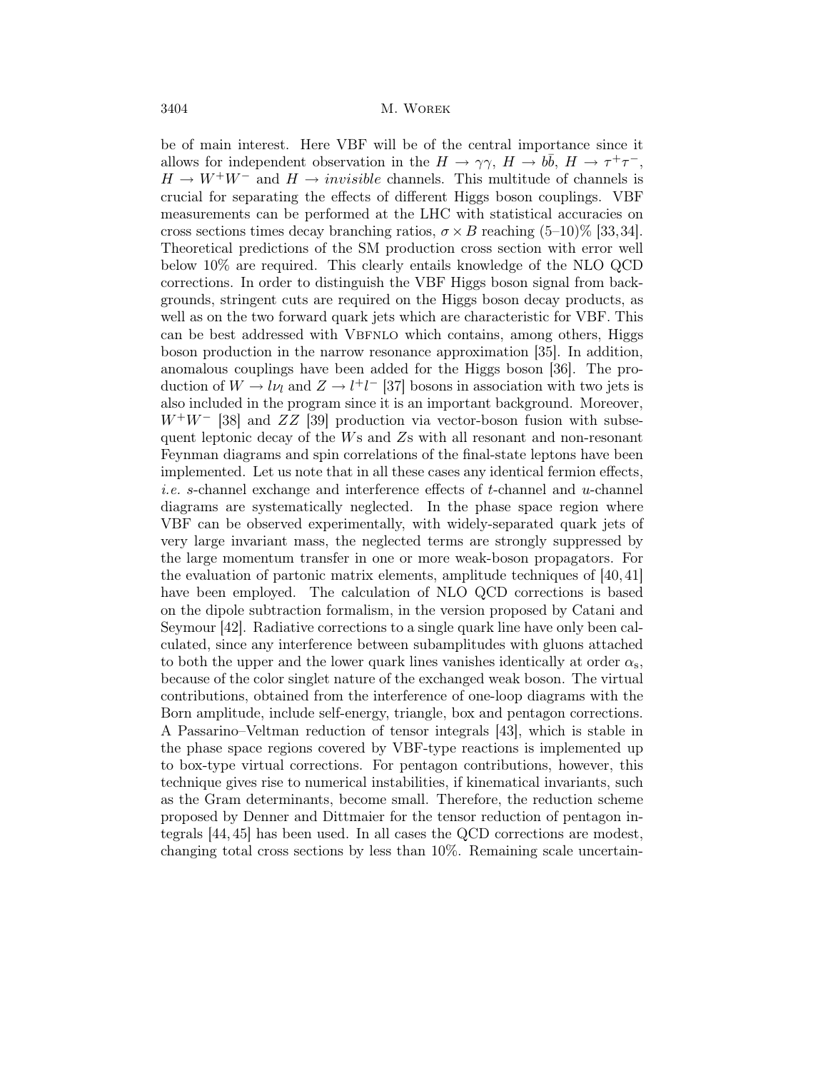be of main interest. Here VBF will be of the central importance since it allows for independent observation in the $H \to \gamma\gamma$, $H \to b\bar{b}$, $H \to \tau^+\tau^-$, $H \to W^+W^-$ and $H \to invisible$ channels. This multitude of channels is crucial for separating the effects of different Higgs boson couplings. VBF measurements can be performed at the LHC with statistical accuracies on cross sections times decay branching ratios, $\sigma \times B$ reaching (5–10)% [33,34]. Theoretical predictions of the SM production cross section with error well below 10% are required. This clearly entails knowledge of the NLO QCD corrections. In order to distinguish the VBF Higgs boson signal from backgrounds, stringent cuts are required on the Higgs boson decay products, as well as on the two forward quark jets which are characteristic for VBF. This can be best addressed with VBFNLO which contains, among others, Higgs boson production in the narrow resonance approximation [35]. In addition, anomalous couplings have been added for the Higgs boson [36]. The production of $W \to l\nu_l$ and $Z \to l^+l^-$ [37] bosons in association with two jets is also included in the program since it is an important background. Moreover, $W^+W^-$ [38] and $ZZ$ [39] production via vector-boson fusion with subsequent leptonic decay of the $W$s and $Z$s with all resonant and non-resonant Feynman diagrams and spin correlations of the final-state leptons have been implemented. Let us note that in all these cases any identical fermion effects, *i.e.* $s$-channel exchange and interference effects of $t$-channel and $u$-channel diagrams are systematically neglected. In the phase space region where VBF can be observed experimentally, with widely-separated quark jets of very large invariant mass, the neglected terms are strongly suppressed by the large momentum transfer in one or more weak-boson propagators. For the evaluation of partonic matrix elements, amplitude techniques of [40,41] have been employed. The calculation of NLO QCD corrections is based on the dipole subtraction formalism, in the version proposed by Catani and Seymour [42]. Radiative corrections to a single quark line have only been calculated, since any interference between subamplitudes with gluons attached to both the upper and the lower quark lines vanishes identically at order $\alpha_s$, because of the color singlet nature of the exchanged weak boson. The virtual contributions, obtained from the interference of one-loop diagrams with the Born amplitude, include self-energy, triangle, box and pentagon corrections. A Passarino–Veltman reduction of tensor integrals [43], which is stable in the phase space regions covered by VBF-type reactions is implemented up to box-type virtual corrections. For pentagon contributions, however, this technique gives rise to numerical instabilities, if kinematical invariants, such as the Gram determinants, become small. Therefore, the reduction scheme proposed by Denner and Dittmaier for the tensor reduction of pentagon integrals [44,45] has been used. In all cases the QCD corrections are modest, changing total cross sections by less than 10%. Remaining scale uncertain-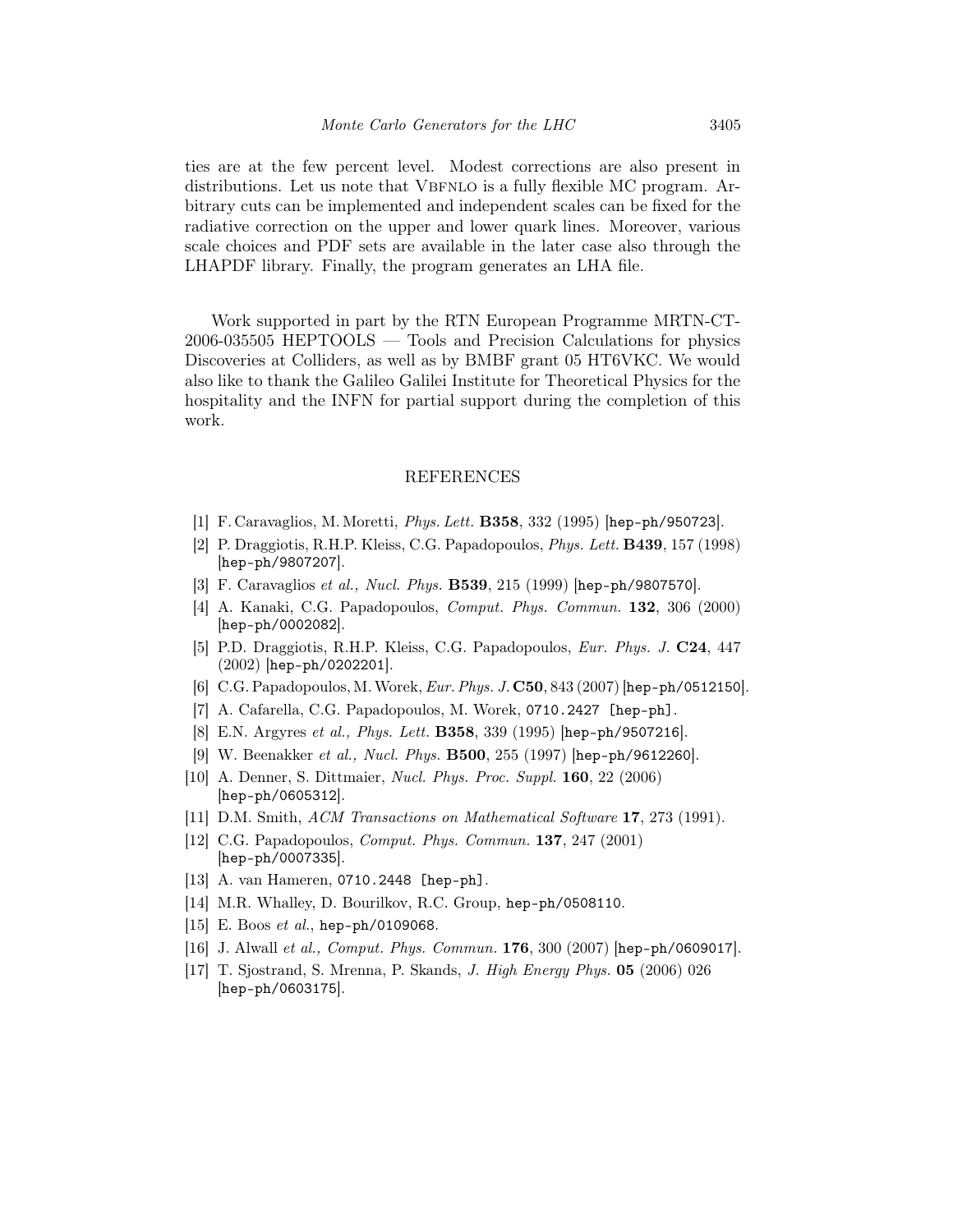ties are at the few percent level. Modest corrections are also present in distributions. Let us note that VBFNLO is a fully flexible MC program. Arbitrary cuts can be implemented and independent scales can be fixed for the radiative correction on the upper and lower quark lines. Moreover, various scale choices and PDF sets are available in the later case also through the LHAPDF library. Finally, the program generates an LHA file.

Work supported in part by the RTN European Programme MRTN-CT-2006-035505 HEPTOOLS — Tools and Precision Calculations for physics Discoveries at Colliders, as well as by BMBF grant 05 HT6VKC. We would also like to thank the Galileo Galilei Institute for Theoretical Physics for the hospitality and the INFN for partial support during the completion of this work.

## REFERENCES

[1] F. Caravaglios, M. Moretti, *Phys. Lett.* **B358**, 332 (1995) [hep-ph/950723].

[2] P. Draggiotis, R.H.P. Kleiss, C.G. Papadopoulos, *Phys. Lett.* **B439**, 157 (1998) [hep-ph/9807207].

[3] F. Caravaglios *et al., Nucl. Phys.* **B539**, 215 (1999) [hep-ph/9807570].

[4] A. Kanaki, C.G. Papadopoulos, *Comput. Phys. Commun.* **132**, 306 (2000) [hep-ph/0002082].

[5] P.D. Draggiotis, R.H.P. Kleiss, C.G. Papadopoulos, *Eur. Phys. J.* **C24**, 447 (2002) [hep-ph/0202201].

[6] C.G. Papadopoulos, M. Worek, *Eur. Phys. J.* **C50**, 843 (2007) [hep-ph/0512150].

[7] A. Cafarella, C.G. Papadopoulos, M. Worek, 0710.2427 [hep-ph].

[8] E.N. Argyres *et al., Phys. Lett.* **B358**, 339 (1995) [hep-ph/9507216].

[9] W. Beenakker *et al., Nucl. Phys.* **B500**, 255 (1997) [hep-ph/9612260].

[10] A. Denner, S. Dittmaier, *Nucl. Phys. Proc. Suppl.* **160**, 22 (2006) [hep-ph/0605312].

[11] D.M. Smith, *ACM Transactions on Mathematical Software* **17**, 273 (1991).

[12] C.G. Papadopoulos, *Comput. Phys. Commun.* **137**, 247 (2001) [hep-ph/0007335].

[13] A. van Hameren, 0710.2448 [hep-ph].

[14] M.R. Whalley, D. Bourilkov, R.C. Group, hep-ph/0508110.

[15] E. Boos *et al.*, hep-ph/0109068.

[16] J. Alwall *et al., Comput. Phys. Commun.* **176**, 300 (2007) [hep-ph/0609017].

[17] T. Sjostrand, S. Mrenna, P. Skands, *J. High Energy Phys.* **05** (2006) 026 [hep-ph/0603175].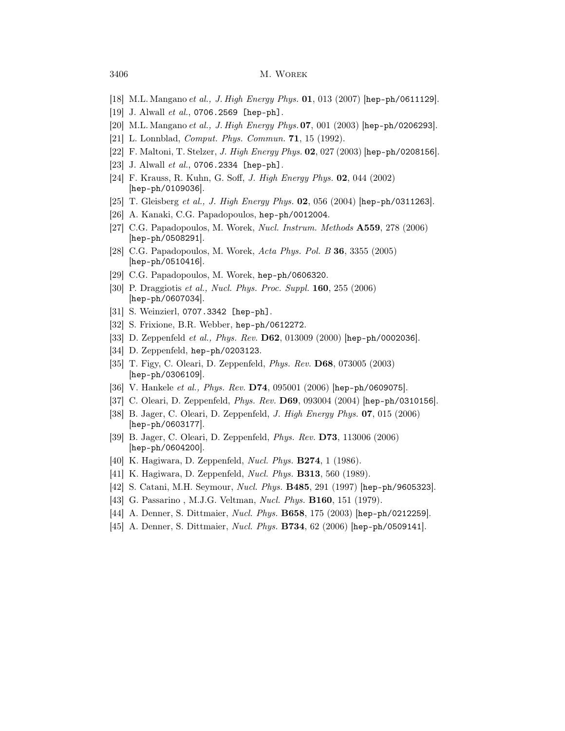[18] M.L. Mangano *et al., J. High Energy Phys.* **01**, 013 (2007) [hep-ph/0611129].

[19] J. Alwall *et al.*, 0706.2569 [hep-ph].

[20] M.L. Mangano *et al., J. High Energy Phys.* **07**, 001 (2003) [hep-ph/0206293].

[21] L. Lonnblad, *Comput. Phys. Commun.* **71**, 15 (1992).

[22] F. Maltoni, T. Stelzer, *J. High Energy Phys.* **02**, 027 (2003) [hep-ph/0208156].

[23] J. Alwall *et al.*, 0706.2334 [hep-ph].

[24] F. Krauss, R. Kuhn, G. Soff, *J. High Energy Phys.* **02**, 044 (2002) [hep-ph/0109036].

[25] T. Gleisberg *et al., J. High Energy Phys.* **02**, 056 (2004) [hep-ph/0311263].

[26] A. Kanaki, C.G. Papadopoulos, hep-ph/0012004.

[27] C.G. Papadopoulos, M. Worek, *Nucl. Instrum. Methods* **A559**, 278 (2006) [hep-ph/0508291].

[28] C.G. Papadopoulos, M. Worek, *Acta Phys. Pol. B* **36**, 3355 (2005) [hep-ph/0510416].

[29] C.G. Papadopoulos, M. Worek, hep-ph/0606320.

[30] P. Draggiotis *et al., Nucl. Phys. Proc. Suppl.* **160**, 255 (2006) [hep-ph/0607034].

[31] S. Weinzierl, 0707.3342 [hep-ph].

[32] S. Frixione, B.R. Webber, hep-ph/0612272.

[33] D. Zeppenfeld *et al., Phys. Rev.* **D62**, 013009 (2000) [hep-ph/0002036].

[34] D. Zeppenfeld, hep-ph/0203123.

[35] T. Figy, C. Oleari, D. Zeppenfeld, *Phys. Rev.* **D68**, 073005 (2003) [hep-ph/0306109].

[36] V. Hankele *et al., Phys. Rev.* **D74**, 095001 (2006) [hep-ph/0609075].

[37] C. Oleari, D. Zeppenfeld, *Phys. Rev.* **D69**, 093004 (2004) [hep-ph/0310156].

[38] B. Jager, C. Oleari, D. Zeppenfeld, *J. High Energy Phys.* **07**, 015 (2006) [hep-ph/0603177].

[39] B. Jager, C. Oleari, D. Zeppenfeld, *Phys. Rev.* **D73**, 113006 (2006) [hep-ph/0604200].

[40] K. Hagiwara, D. Zeppenfeld, *Nucl. Phys.* **B274**, 1 (1986).

[41] K. Hagiwara, D. Zeppenfeld, *Nucl. Phys.* **B313**, 560 (1989).

[42] S. Catani, M.H. Seymour, *Nucl. Phys.* **B485**, 291 (1997) [hep-ph/9605323].

[43] G. Passarino , M.J.G. Veltman, *Nucl. Phys.* **B160**, 151 (1979).

[44] A. Denner, S. Dittmaier, *Nucl. Phys.* **B658**, 175 (2003) [hep-ph/0212259].

[45] A. Denner, S. Dittmaier, *Nucl. Phys.* **B734**, 62 (2006) [hep-ph/0509141].